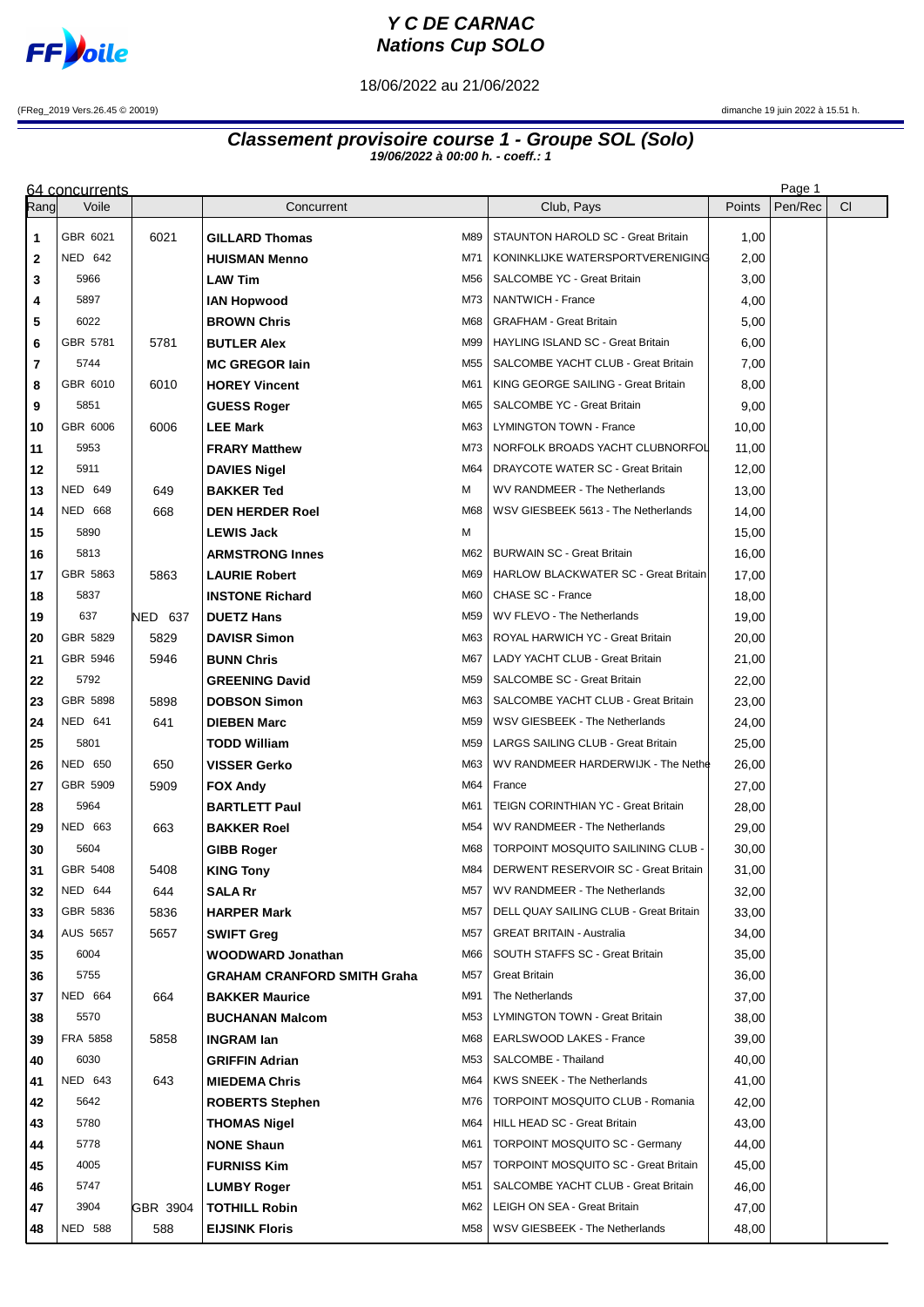# Y C DE CARNAC
# Nations Cup SOLO

18/06/2022 au 21/06/2022

(FReg_2019 Vers.26.45 © 20019) dimanche 19 juin 2022 à 15.51 h.

## Classement provisoire course 1 - Groupe SOL (Solo)

**19/06/2022 à 00:00 h. - coeff.: 1**

64 concurrents

| Rang | Voile | | Concurrent | | Club, Pays | Points | Pen/Rec | Cl |
|---|---|---|---|---|---|---|---|---|
| 1 | GBR 6021 | 6021 | **GILLARD Thomas** | M89 | STAUNTON HAROLD SC - Great Britain | 1,00 | | |
| 2 | NED 642 | | **HUISMAN Menno** | M71 | KONINKLIJKE WATERSPORTVERENIGING | 2,00 | | |
| 3 | 5966 | | **LAW Tim** | M56 | SALCOMBE YC - Great Britain | 3,00 | | |
| 4 | 5897 | | **IAN Hopwood** | M73 | NANTWICH - France | 4,00 | | |
| 5 | 6022 | | **BROWN Chris** | M68 | GRAFHAM - Great Britain | 5,00 | | |
| 6 | GBR 5781 | 5781 | **BUTLER Alex** | M99 | HAYLING ISLAND SC - Great Britain | 6,00 | | |
| 7 | 5744 | | **MC GREGOR Iain** | M55 | SALCOMBE YACHT CLUB - Great Britain | 7,00 | | |
| 8 | GBR 6010 | 6010 | **HOREY Vincent** | M61 | KING GEORGE SAILING - Great Britain | 8,00 | | |
| 9 | 5851 | | **GUESS Roger** | M65 | SALCOMBE YC - Great Britain | 9,00 | | |
| 10 | GBR 6006 | 6006 | **LEE Mark** | M63 | LYMINGTON TOWN - France | 10,00 | | |
| 11 | 5953 | | **FRARY Matthew** | M73 | NORFOLK BROADS YACHT CLUBNORFOL | 11,00 | | |
| 12 | 5911 | | **DAVIES Nigel** | M64 | DRAYCOTE WATER SC - Great Britain | 12,00 | | |
| 13 | NED 649 | 649 | **BAKKER Ted** | M | WV RANDMEER - The Netherlands | 13,00 | | |
| 14 | NED 668 | 668 | **DEN HERDER Roel** | M68 | WSV GIESBEEK 5613 - The Netherlands | 14,00 | | |
| 15 | 5890 | | **LEWIS Jack** | M | | 15,00 | | |
| 16 | 5813 | | **ARMSTRONG Innes** | M62 | BURWAIN SC - Great Britain | 16,00 | | |
| 17 | GBR 5863 | 5863 | **LAURIE Robert** | M69 | HARLOW BLACKWATER SC - Great Britain | 17,00 | | |
| 18 | 5837 | | **INSTONE Richard** | M60 | CHASE SC - France | 18,00 | | |
| 19 | 637 | NED 637 | **DUETZ Hans** | M59 | WV FLEVO - The Netherlands | 19,00 | | |
| 20 | GBR 5829 | 5829 | **DAVISR Simon** | M63 | ROYAL HARWICH YC - Great Britain | 20,00 | | |
| 21 | GBR 5946 | 5946 | **BUNN Chris** | M67 | LADY YACHT CLUB - Great Britain | 21,00 | | |
| 22 | 5792 | | **GREENING David** | M59 | SALCOMBE SC - Great Britain | 22,00 | | |
| 23 | GBR 5898 | 5898 | **DOBSON Simon** | M63 | SALCOMBE YACHT CLUB - Great Britain | 23,00 | | |
| 24 | NED 641 | 641 | **DIEBEN Marc** | M59 | WSV GIESBEEK - The Netherlands | 24,00 | | |
| 25 | 5801 | | **TODD William** | M59 | LARGS SAILING CLUB - Great Britain | 25,00 | | |
| 26 | NED 650 | 650 | **VISSER Gerko** | M63 | WV RANDMEER HARDERWIJK - The Nethe | 26,00 | | |
| 27 | GBR 5909 | 5909 | **FOX Andy** | M64 | France | 27,00 | | |
| 28 | 5964 | | **BARTLETT Paul** | M61 | TEIGN CORINTHIAN YC - Great Britain | 28,00 | | |
| 29 | NED 663 | 663 | **BAKKER Roel** | M54 | WV RANDMEER - The Netherlands | 29,00 | | |
| 30 | 5604 | | **GIBB Roger** | M68 | TORPOINT MOSQUITO SAILINING CLUB - | 30,00 | | |
| 31 | GBR 5408 | 5408 | **KING Tony** | M84 | DERWENT RESERVOIR SC - Great Britain | 31,00 | | |
| 32 | NED 644 | 644 | **SALA Rr** | M57 | WV RANDMEER - The Netherlands | 32,00 | | |
| 33 | GBR 5836 | 5836 | **HARPER Mark** | M57 | DELL QUAY SAILING CLUB - Great Britain | 33,00 | | |
| 34 | AUS 5657 | 5657 | **SWIFT Greg** | M57 | GREAT BRITAIN - Australia | 34,00 | | |
| 35 | 6004 | | **WOODWARD Jonathan** | M66 | SOUTH STAFFS SC - Great Britain | 35,00 | | |
| 36 | 5755 | | **GRAHAM CRANFORD SMITH Graha** | M57 | Great Britain | 36,00 | | |
| 37 | NED 664 | 664 | **BAKKER Maurice** | M91 | The Netherlands | 37,00 | | |
| 38 | 5570 | | **BUCHANAN Malcom** | M53 | LYMINGTON TOWN - Great Britain | 38,00 | | |
| 39 | FRA 5858 | 5858 | **INGRAM Ian** | M68 | EARLSWOOD LAKES - France | 39,00 | | |
| 40 | 6030 | | **GRIFFIN Adrian** | M53 | SALCOMBE - Thailand | 40,00 | | |
| 41 | NED 643 | 643 | **MIEDEMA Chris** | M64 | KWS SNEEK - The Netherlands | 41,00 | | |
| 42 | 5642 | | **ROBERTS Stephen** | M76 | TORPOINT MOSQUITO CLUB - Romania | 42,00 | | |
| 43 | 5780 | | **THOMAS Nigel** | M64 | HILL HEAD SC - Great Britain | 43,00 | | |
| 44 | 5778 | | **NONE Shaun** | M61 | TORPOINT MOSQUITO SC - Germany | 44,00 | | |
| 45 | 4005 | | **FURNISS Kim** | M57 | TORPOINT MOSQUITO SC - Great Britain | 45,00 | | |
| 46 | 5747 | | **LUMBY Roger** | M51 | SALCOMBE YACHT CLUB - Great Britain | 46,00 | | |
| 47 | 3904 | GBR 3904 | **TOTHILL Robin** | M62 | LEIGH ON SEA - Great Britain | 47,00 | | |
| 48 | NED 588 | 588 | **EIJSINK Floris** | M58 | WSV GIESBEEK - The Netherlands | 48,00 | | |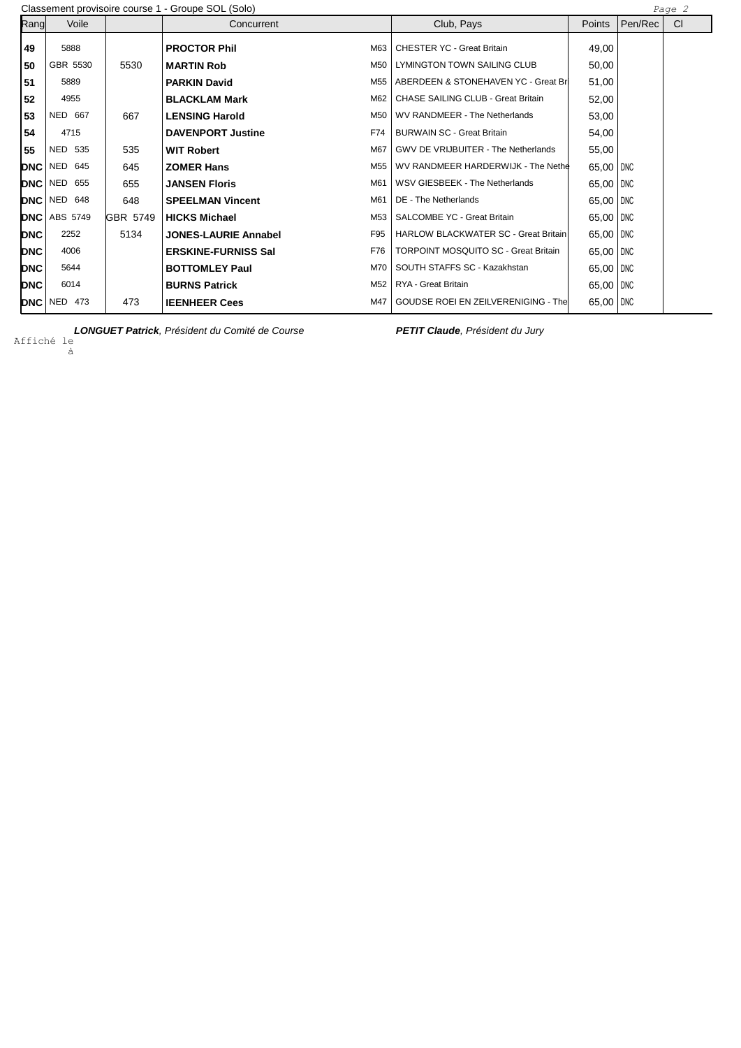Classement provisoire course 1 - Groupe SOL (Solo)

| Rang | Voile | | Concurrent | | Club, Pays | Points | Pen/Rec | Cl |
|---|---|---|---|---|---|---|---|---|
| 49 | 5888 | | **PROCTOR Phil** | M63 | CHESTER YC - Great Britain | 49,00 | | |
| 50 | GBR 5530 | 5530 | **MARTIN Rob** | M50 | LYMINGTON TOWN SAILING CLUB | 50,00 | | |
| 51 | 5889 | | **PARKIN David** | M55 | ABERDEEN & STONEHAVEN YC - Great Br | 51,00 | | |
| 52 | 4955 | | **BLACKLAM Mark** | M62 | CHASE SAILING CLUB - Great Britain | 52,00 | | |
| 53 | NED 667 | 667 | **LENSING Harold** | M50 | WV RANDMEER - The Netherlands | 53,00 | | |
| 54 | 4715 | | **DAVENPORT Justine** | F74 | BURWAIN SC - Great Britain | 54,00 | | |
| 55 | NED 535 | 535 | **WIT Robert** | M67 | GWV DE VRIJBUITER - The Netherlands | 55,00 | | |
| DNC | NED 645 | 645 | **ZOMER Hans** | M55 | WV RANDMEER HARDERWIJK - The Nethe | 65,00 | DNC | |
| DNC | NED 655 | 655 | **JANSEN Floris** | M61 | WSV GIESBEEK - The Netherlands | 65,00 | DNC | |
| DNC | NED 648 | 648 | **SPEELMAN Vincent** | M61 | DE - The Netherlands | 65,00 | DNC | |
| DNC | ABS 5749 | GBR 5749 | **HICKS Michael** | M53 | SALCOMBE YC - Great Britain | 65,00 | DNC | |
| DNC | 2252 | 5134 | **JONES-LAURIE Annabel** | F95 | HARLOW BLACKWATER SC - Great Britain | 65,00 | DNC | |
| DNC | 4006 | | **ERSKINE-FURNISS Sal** | F76 | TORPOINT MOSQUITO SC - Great Britain | 65,00 | DNC | |
| DNC | 5644 | | **BOTTOMLEY Paul** | M70 | SOUTH STAFFS SC - Kazakhstan | 65,00 | DNC | |
| DNC | 6014 | | **BURNS Patrick** | M52 | RYA - Great Britain | 65,00 | DNC | |
| DNC | NED 473 | 473 | **IEENHEER Cees** | M47 | GOUDSE ROEI EN ZEILVERENIGING - The | 65,00 | DNC | |

***LONGUET Patrick****, Président du Comité de Course*

***PETIT Claude****, Président du Jury*

Affiché le
à